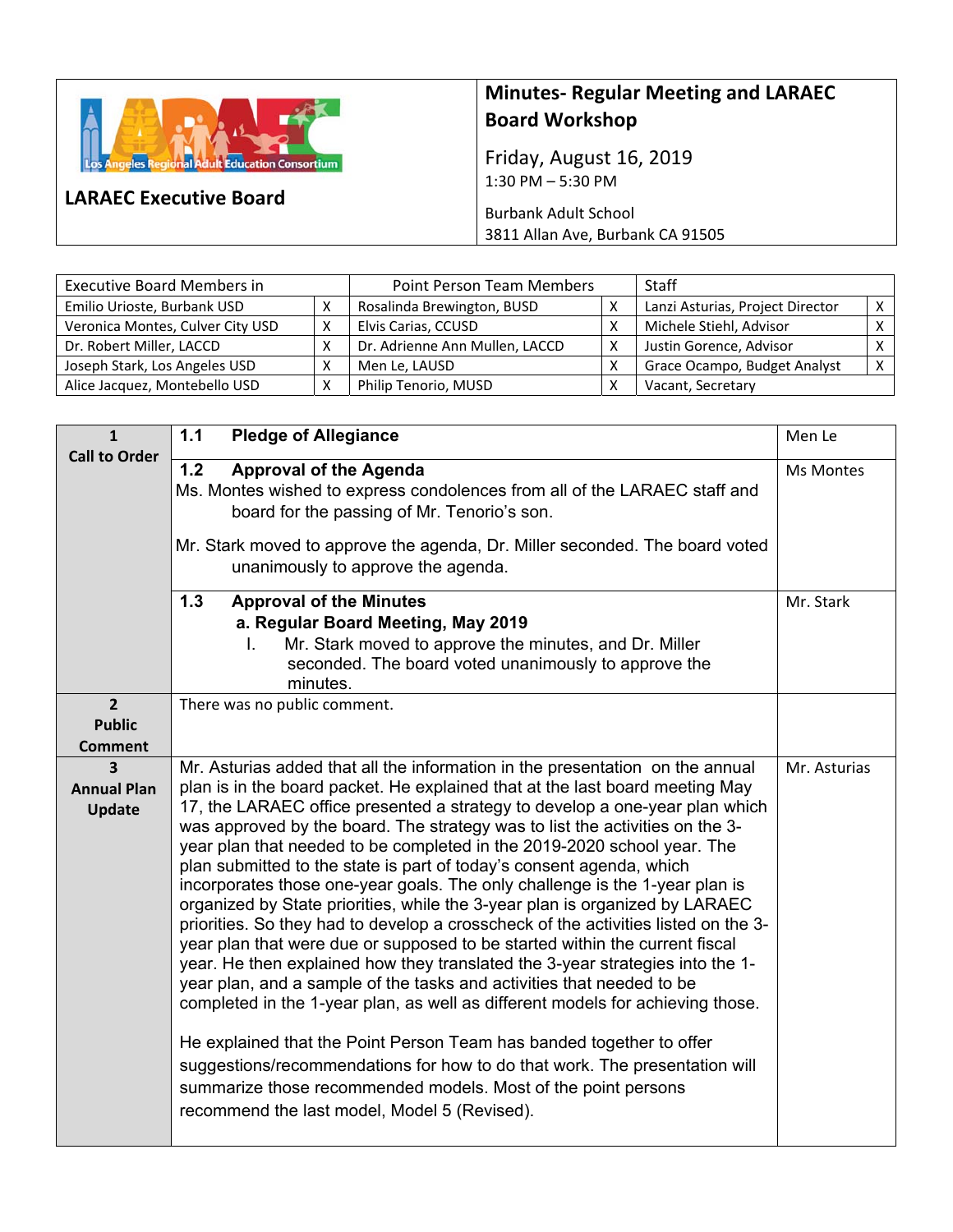**LARAEC Executive Board**

# Minutes- Regular Meeting and LARAEC Board Workshop

Friday, August 16, 2019
1:30 PM – 5:30 PM

Burbank Adult School
3811 Allan Ave, Burbank CA 91505

| Executive Board Members in | | Point Person Team Members | | Staff | |
|---|---|---|---|---|---|
| Emilio Urioste, Burbank USD | X | Rosalinda Brewington, BUSD | X | Lanzi Asturias, Project Director | X |
| Veronica Montes, Culver City USD | X | Elvis Carias, CCUSD | X | Michele Stiehl, Advisor | X |
| Dr. Robert Miller, LACCD | X | Dr. Adrienne Ann Mullen, LACCD | X | Justin Gorence, Advisor | X |
| Joseph Stark, Los Angeles USD | X | Men Le, LAUSD | X | Grace Ocampo, Budget Analyst | X |
| Alice Jacquez, Montebello USD | X | Philip Tenorio, MUSD | X | Vacant, Secretary | |

| | | |
|---|---|---|
| **1 Call to Order** | **1.1 Pledge of Allegiance** | Men Le |
| | **1.2 Approval of the Agenda**<br>Ms. Montes wished to express condolences from all of the LARAEC staff and board for the passing of Mr. Tenorio's son.<br><br>Mr. Stark moved to approve the agenda, Dr. Miller seconded. The board voted unanimously to approve the agenda. | Ms Montes |
| | **1.3 Approval of the Minutes**<br>**a. Regular Board Meeting, May 2019**<br>I. Mr. Stark moved to approve the minutes, and Dr. Miller seconded. The board voted unanimously to approve the minutes. | Mr. Stark |
| **2 Public Comment** | There was no public comment. | |
| **3 Annual Plan Update** | Mr. Asturias added that all the information in the presentation on the annual plan is in the board packet. He explained that at the last board meeting May 17, the LARAEC office presented a strategy to develop a one-year plan which was approved by the board. The strategy was to list the activities on the 3-year plan that needed to be completed in the 2019-2020 school year. The plan submitted to the state is part of today's consent agenda, which incorporates those one-year goals. The only challenge is the 1-year plan is organized by State priorities, while the 3-year plan is organized by LARAEC priorities. So they had to develop a crosscheck of the activities listed on the 3-year plan that were due or supposed to be started within the current fiscal year. He then explained how they translated the 3-year strategies into the 1-year plan, and a sample of the tasks and activities that needed to be completed in the 1-year plan, as well as different models for achieving those.<br><br>He explained that the Point Person Team has banded together to offer suggestions/recommendations for how to do that work. The presentation will summarize those recommended models. Most of the point persons recommend the last model, Model 5 (Revised). | Mr. Asturias |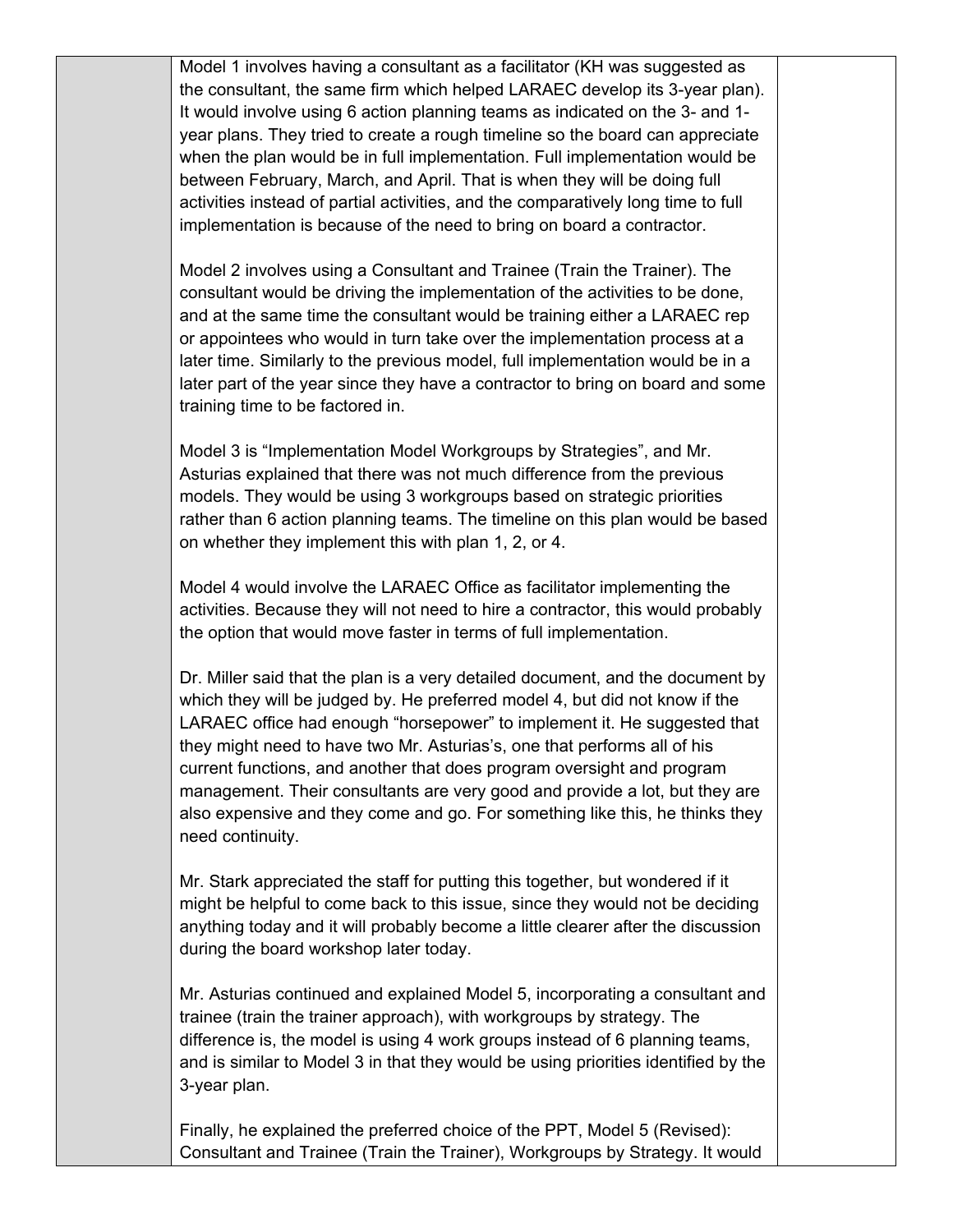Model 1 involves having a consultant as a facilitator (KH was suggested as the consultant, the same firm which helped LARAEC develop its 3-year plan). It would involve using 6 action planning teams as indicated on the 3- and 1-year plans. They tried to create a rough timeline so the board can appreciate when the plan would be in full implementation. Full implementation would be between February, March, and April. That is when they will be doing full activities instead of partial activities, and the comparatively long time to full implementation is because of the need to bring on board a contractor.

Model 2 involves using a Consultant and Trainee (Train the Trainer). The consultant would be driving the implementation of the activities to be done, and at the same time the consultant would be training either a LARAEC rep or appointees who would in turn take over the implementation process at a later time. Similarly to the previous model, full implementation would be in a later part of the year since they have a contractor to bring on board and some training time to be factored in.

Model 3 is "Implementation Model Workgroups by Strategies", and Mr. Asturias explained that there was not much difference from the previous models. They would be using 3 workgroups based on strategic priorities rather than 6 action planning teams. The timeline on this plan would be based on whether they implement this with plan 1, 2, or 4.

Model 4 would involve the LARAEC Office as facilitator implementing the activities. Because they will not need to hire a contractor, this would probably the option that would move faster in terms of full implementation.

Dr. Miller said that the plan is a very detailed document, and the document by which they will be judged by. He preferred model 4, but did not know if the LARAEC office had enough "horsepower" to implement it. He suggested that they might need to have two Mr. Asturias's, one that performs all of his current functions, and another that does program oversight and program management. Their consultants are very good and provide a lot, but they are also expensive and they come and go. For something like this, he thinks they need continuity.

Mr. Stark appreciated the staff for putting this together, but wondered if it might be helpful to come back to this issue, since they would not be deciding anything today and it will probably become a little clearer after the discussion during the board workshop later today.

Mr. Asturias continued and explained Model 5, incorporating a consultant and trainee (train the trainer approach), with workgroups by strategy. The difference is, the model is using 4 work groups instead of 6 planning teams, and is similar to Model 3 in that they would be using priorities identified by the 3-year plan.

Finally, he explained the preferred choice of the PPT, Model 5 (Revised): Consultant and Trainee (Train the Trainer), Workgroups by Strategy. It would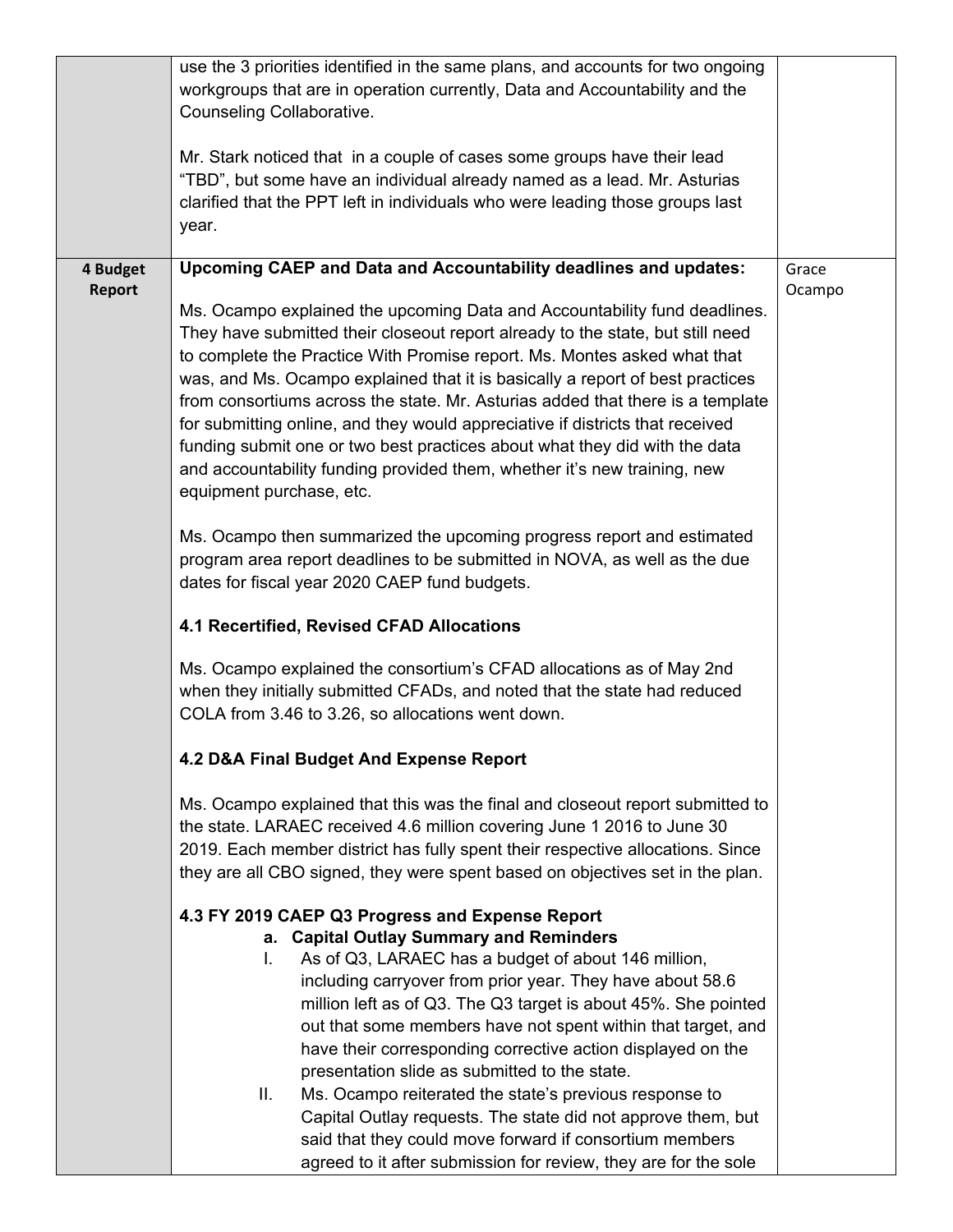| | | |
|---|---|---|
| | use the 3 priorities identified in the same plans, and accounts for two ongoing workgroups that are in operation currently, Data and Accountability and the Counseling Collaborative.<br><br>Mr. Stark noticed that in a couple of cases some groups have their lead "TBD", but some have an individual already named as a lead. Mr. Asturias clarified that the PPT left in individuals who were leading those groups last year. | |
| **4 Budget Report** | **Upcoming CAEP and Data and Accountability deadlines and updates:**<br><br>Ms. Ocampo explained the upcoming Data and Accountability fund deadlines. They have submitted their closeout report already to the state, but still need to complete the Practice With Promise report. Ms. Montes asked what that was, and Ms. Ocampo explained that it is basically a report of best practices from consortiums across the state. Mr. Asturias added that there is a template for submitting online, and they would appreciative if districts that received funding submit one or two best practices about what they did with the data and accountability funding provided them, whether it's new training, new equipment purchase, etc.<br><br>Ms. Ocampo then summarized the upcoming progress report and estimated program area report deadlines to be submitted in NOVA, as well as the due dates for fiscal year 2020 CAEP fund budgets.<br><br>**4.1 Recertified, Revised CFAD Allocations**<br><br>Ms. Ocampo explained the consortium's CFAD allocations as of May 2nd when they initially submitted CFADs, and noted that the state had reduced COLA from 3.46 to 3.26, so allocations went down.<br><br>**4.2 D&A Final Budget And Expense Report**<br><br>Ms. Ocampo explained that this was the final and closeout report submitted to the state. LARAEC received 4.6 million covering June 1 2016 to June 30 2019. Each member district has fully spent their respective allocations. Since they are all CBO signed, they were spent based on objectives set in the plan.<br><br>**4.3 FY 2019 CAEP Q3 Progress and Expense Report**<br>**a. Capital Outlay Summary and Reminders**<br>I. As of Q3, LARAEC has a budget of about 146 million, including carryover from prior year. They have about 58.6 million left as of Q3. The Q3 target is about 45%. She pointed out that some members have not spent within that target, and have their corresponding corrective action displayed on the presentation slide as submitted to the state.<br>II. Ms. Ocampo reiterated the state's previous response to Capital Outlay requests. The state did not approve them, but said that they could move forward if consortium members agreed to it after submission for review, they are for the sole | Grace Ocampo |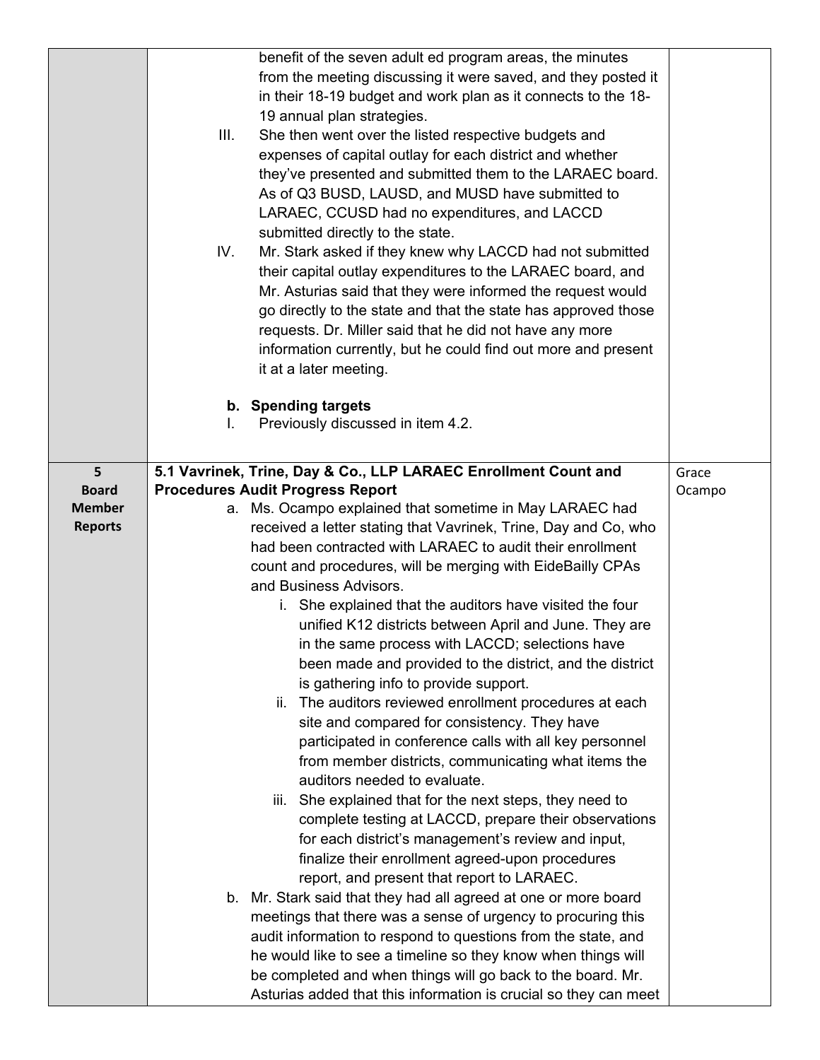| | | |
|---|---|---|
| | benefit of the seven adult ed program areas, the minutes from the meeting discussing it were saved, and they posted it in their 18-19 budget and work plan as it connects to the 18-19 annual plan strategies.<br>III. She then went over the listed respective budgets and expenses of capital outlay for each district and whether they've presented and submitted them to the LARAEC board. As of Q3 BUSD, LAUSD, and MUSD have submitted to LARAEC, CCUSD had no expenditures, and LACCD submitted directly to the state.<br>IV. Mr. Stark asked if they knew why LACCD had not submitted their capital outlay expenditures to the LARAEC board, and Mr. Asturias said that they were informed the request would go directly to the state and that the state has approved those requests. Dr. Miller said that he did not have any more information currently, but he could find out more and present it at a later meeting.<br><br>**b. Spending targets**<br>I. Previously discussed in item 4.2. | |
| **5 Board Member Reports** | **5.1 Vavrinek, Trine, Day & Co., LLP LARAEC Enrollment Count and Procedures Audit Progress Report**<br>a. Ms. Ocampo explained that sometime in May LARAEC had received a letter stating that Vavrinek, Trine, Day and Co, who had been contracted with LARAEC to audit their enrollment count and procedures, will be merging with EideBailly CPAs and Business Advisors.<br>i. She explained that the auditors have visited the four unified K12 districts between April and June. They are in the same process with LACCD; selections have been made and provided to the district, and the district is gathering info to provide support.<br>ii. The auditors reviewed enrollment procedures at each site and compared for consistency. They have participated in conference calls with all key personnel from member districts, communicating what items the auditors needed to evaluate.<br>iii. She explained that for the next steps, they need to complete testing at LACCD, prepare their observations for each district's management's review and input, finalize their enrollment agreed-upon procedures report, and present that report to LARAEC.<br>b. Mr. Stark said that they had all agreed at one or more board meetings that there was a sense of urgency to procuring this audit information to respond to questions from the state, and he would like to see a timeline so they know when things will be completed and when things will go back to the board. Mr. Asturias added that this information is crucial so they can meet | Grace Ocampo |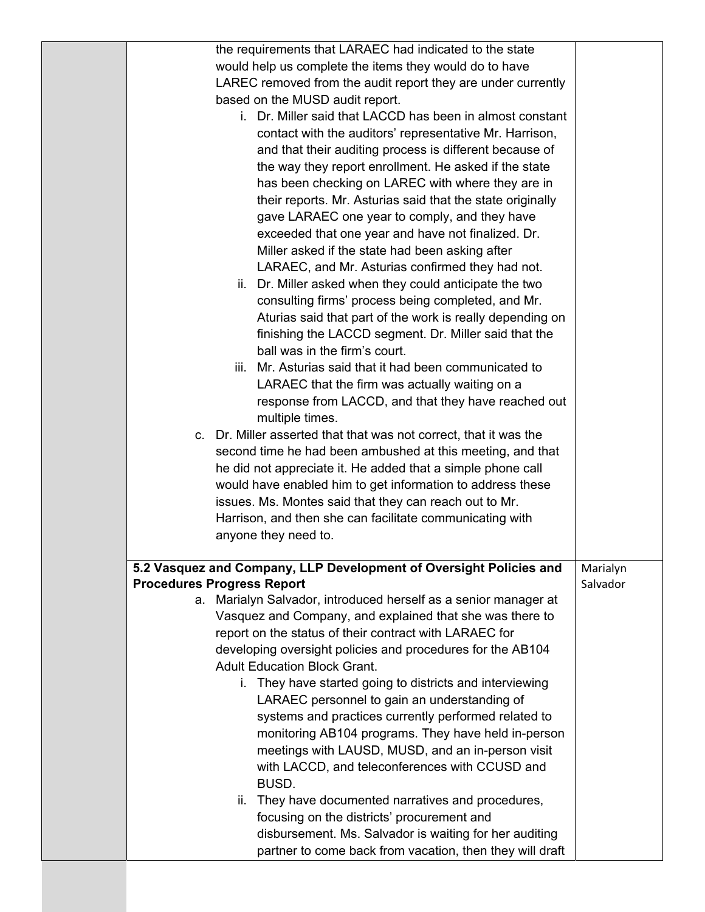| | | |
|---|---|---|
| | the requirements that LARAEC had indicated to the state would help us complete the items they would do to have LAREC removed from the audit report they are under currently based on the MUSD audit report.<br>i. Dr. Miller said that LACCD has been in almost constant contact with the auditors' representative Mr. Harrison, and that their auditing process is different because of the way they report enrollment. He asked if the state has been checking on LAREC with where they are in their reports. Mr. Asturias said that the state originally gave LARAEC one year to comply, and they have exceeded that one year and have not finalized. Dr. Miller asked if the state had been asking after LARAEC, and Mr. Asturias confirmed they had not.<br>ii. Dr. Miller asked when they could anticipate the two consulting firms' process being completed, and Mr. Aturias said that part of the work is really depending on finishing the LACCD segment. Dr. Miller said that the ball was in the firm's court.<br>iii. Mr. Asturias said that it had been communicated to LARAEC that the firm was actually waiting on a response from LACCD, and that they have reached out multiple times.<br>c. Dr. Miller asserted that that was not correct, that it was the second time he had been ambushed at this meeting, and that he did not appreciate it. He added that a simple phone call would have enabled him to get information to address these issues. Ms. Montes said that they can reach out to Mr. Harrison, and then she can facilitate communicating with anyone they need to. | |
| | **5.2 Vasquez and Company, LLP Development of Oversight Policies and Procedures Progress Report**<br>a. Marialyn Salvador, introduced herself as a senior manager at Vasquez and Company, and explained that she was there to report on the status of their contract with LARAEC for developing oversight policies and procedures for the AB104 Adult Education Block Grant.<br>i. They have started going to districts and interviewing LARAEC personnel to gain an understanding of systems and practices currently performed related to monitoring AB104 programs. They have held in-person meetings with LAUSD, MUSD, and an in-person visit with LACCD, and teleconferences with CCUSD and BUSD.<br>ii. They have documented narratives and procedures, focusing on the districts' procurement and disbursement. Ms. Salvador is waiting for her auditing partner to come back from vacation, then they will draft | Marialyn Salvador |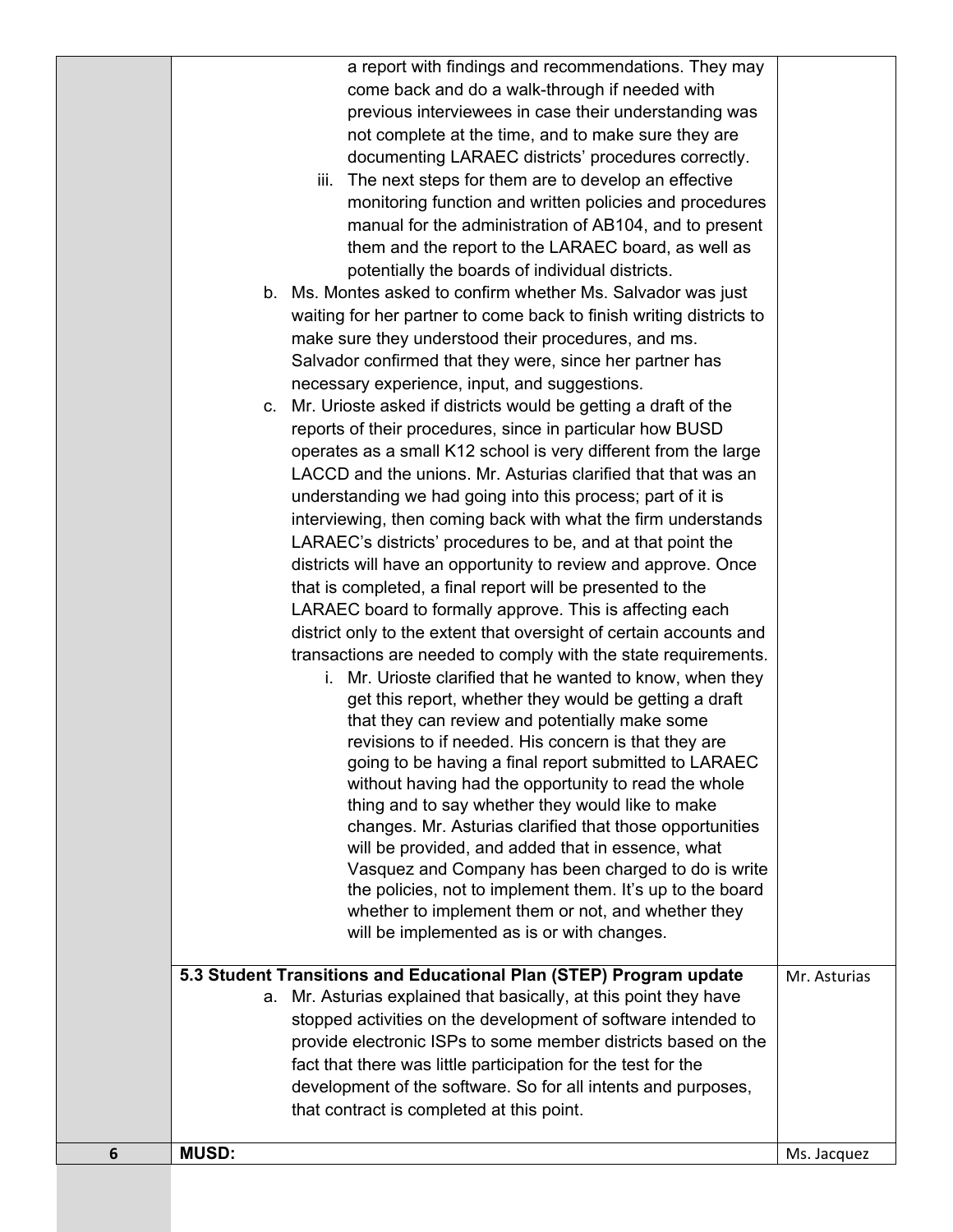| | | |
|---|---|---|
| | a report with findings and recommendations. They may come back and do a walk-through if needed with previous interviewees in case their understanding was not complete at the time, and to make sure they are documenting LARAEC districts' procedures correctly.<br>iii. The next steps for them are to develop an effective monitoring function and written policies and procedures manual for the administration of AB104, and to present them and the report to the LARAEC board, as well as potentially the boards of individual districts.<br>b. Ms. Montes asked to confirm whether Ms. Salvador was just waiting for her partner to come back to finish writing districts to make sure they understood their procedures, and ms. Salvador confirmed that they were, since her partner has necessary experience, input, and suggestions.<br>c. Mr. Urioste asked if districts would be getting a draft of the reports of their procedures, since in particular how BUSD operates as a small K12 school is very different from the large LACCD and the unions. Mr. Asturias clarified that that was an understanding we had going into this process; part of it is interviewing, then coming back with what the firm understands LARAEC's districts' procedures to be, and at that point the districts will have an opportunity to review and approve. Once that is completed, a final report will be presented to the LARAEC board to formally approve. This is affecting each district only to the extent that oversight of certain accounts and transactions are needed to comply with the state requirements.<br>i. Mr. Urioste clarified that he wanted to know, when they get this report, whether they would be getting a draft that they can review and potentially make some revisions to if needed. His concern is that they are going to be having a final report submitted to LARAEC without having had the opportunity to read the whole thing and to say whether they would like to make changes. Mr. Asturias clarified that those opportunities will be provided, and added that in essence, what Vasquez and Company has been charged to do is write the policies, not to implement them. It's up to the board whether to implement them or not, and whether they will be implemented as is or with changes. | |
| | **5.3 Student Transitions and Educational Plan (STEP) Program update**<br>a. Mr. Asturias explained that basically, at this point they have stopped activities on the development of software intended to provide electronic ISPs to some member districts based on the fact that there was little participation for the test for the development of the software. So for all intents and purposes, that contract is completed at this point. | Mr. Asturias |
| **6** | **MUSD:** | Ms. Jacquez |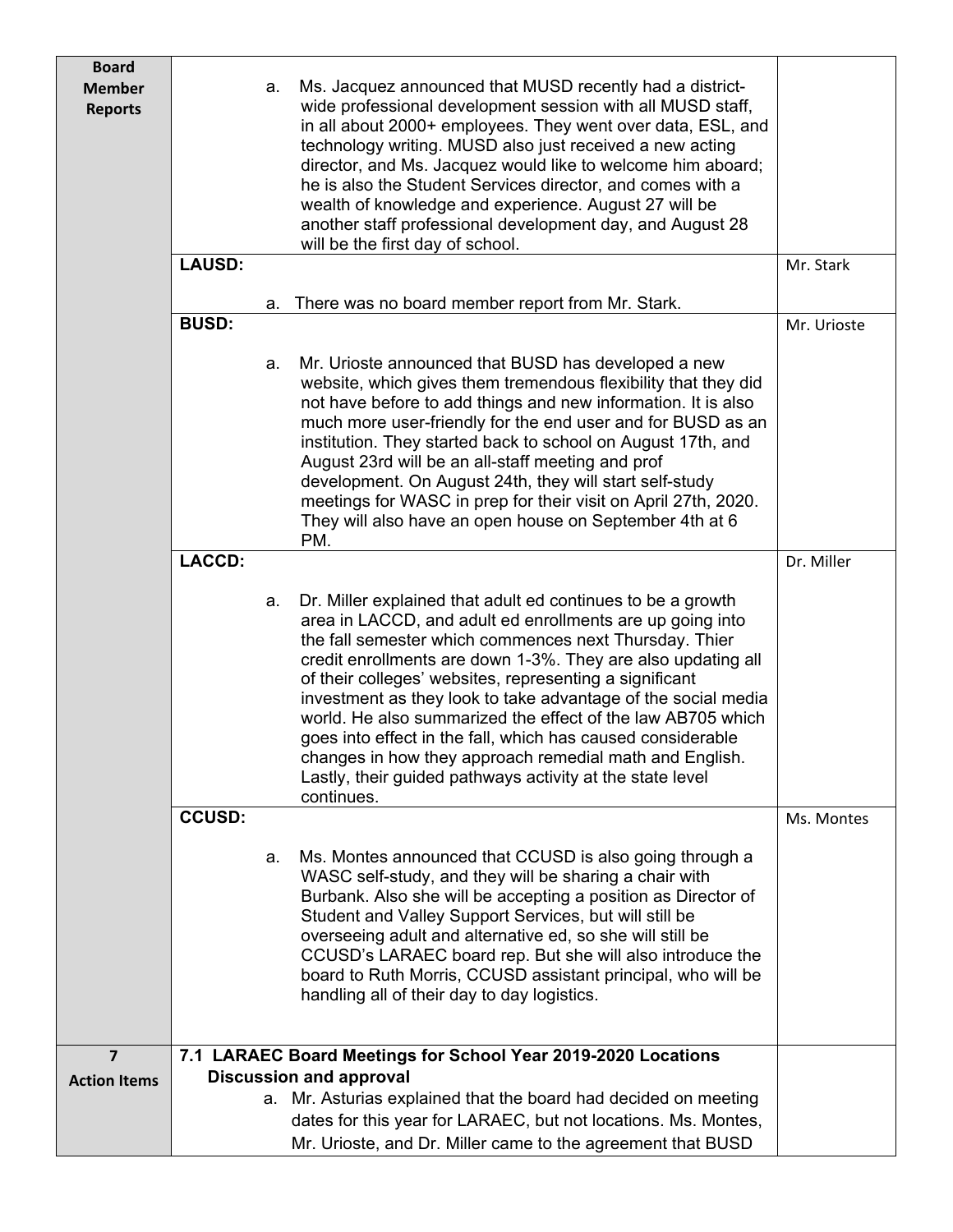| | | |
|---|---|---|
| **Board Member Reports** | a. Ms. Jacquez announced that MUSD recently had a district-wide professional development session with all MUSD staff, in all about 2000+ employees. They went over data, ESL, and technology writing. MUSD also just received a new acting director, and Ms. Jacquez would like to welcome him aboard; he is also the Student Services director, and comes with a wealth of knowledge and experience. August 27 will be another staff professional development day, and August 28 will be the first day of school. | |
| | **LAUSD:**<br><br>a. There was no board member report from Mr. Stark. | Mr. Stark |
| | **BUSD:**<br><br>a. Mr. Urioste announced that BUSD has developed a new website, which gives them tremendous flexibility that they did not have before to add things and new information. It is also much more user-friendly for the end user and for BUSD as an institution. They started back to school on August 17th, and August 23rd will be an all-staff meeting and prof development. On August 24th, they will start self-study meetings for WASC in prep for their visit on April 27th, 2020. They will also have an open house on September 4th at 6 PM. | Mr. Urioste |
| | **LACCD:**<br><br>a. Dr. Miller explained that adult ed continues to be a growth area in LACCD, and adult ed enrollments are up going into the fall semester which commences next Thursday. Thier credit enrollments are down 1-3%. They are also updating all of their colleges' websites, representing a significant investment as they look to take advantage of the social media world. He also summarized the effect of the law AB705 which goes into effect in the fall, which has caused considerable changes in how they approach remedial math and English. Lastly, their guided pathways activity at the state level continues. | Dr. Miller |
| | **CCUSD:**<br><br>a. Ms. Montes announced that CCUSD is also going through a WASC self-study, and they will be sharing a chair with Burbank. Also she will be accepting a position as Director of Student and Valley Support Services, but will still be overseeing adult and alternative ed, so she will still be CCUSD's LARAEC board rep. But she will also introduce the board to Ruth Morris, CCUSD assistant principal, who will be handling all of their day to day logistics. | Ms. Montes |
| **7 Action Items** | **7.1 LARAEC Board Meetings for School Year 2019-2020 Locations Discussion and approval**<br><br>a. Mr. Asturias explained that the board had decided on meeting dates for this year for LARAEC, but not locations. Ms. Montes, Mr. Urioste, and Dr. Miller came to the agreement that BUSD | |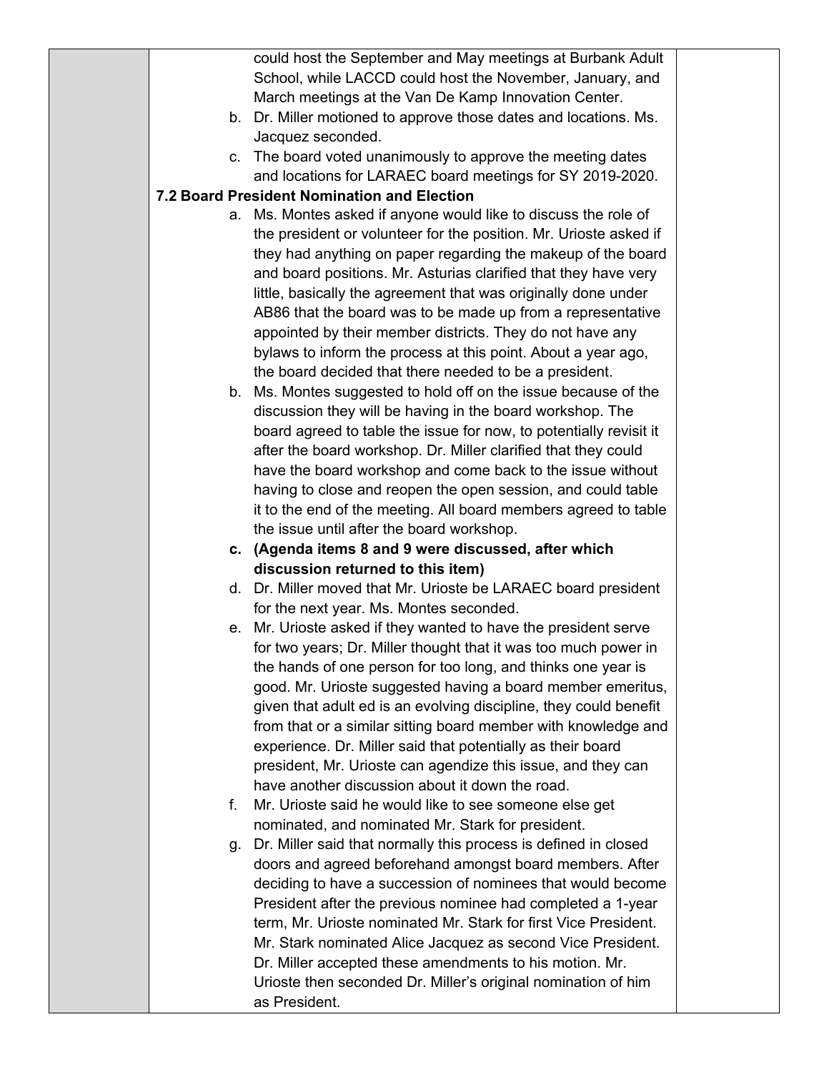could host the September and May meetings at Burbank Adult School, while LACCD could host the November, January, and March meetings at the Van De Kamp Innovation Center.

b. Dr. Miller motioned to approve those dates and locations. Ms. Jacquez seconded.

c. The board voted unanimously to approve the meeting dates and locations for LARAEC board meetings for SY 2019-2020.

**7.2 Board President Nomination and Election**

a. Ms. Montes asked if anyone would like to discuss the role of the president or volunteer for the position. Mr. Urioste asked if they had anything on paper regarding the makeup of the board and board positions. Mr. Asturias clarified that they have very little, basically the agreement that was originally done under AB86 that the board was to be made up from a representative appointed by their member districts. They do not have any bylaws to inform the process at this point. About a year ago, the board decided that there needed to be a president.

b. Ms. Montes suggested to hold off on the issue because of the discussion they will be having in the board workshop. The board agreed to table the issue for now, to potentially revisit it after the board workshop. Dr. Miller clarified that they could have the board workshop and come back to the issue without having to close and reopen the open session, and could table it to the end of the meeting. All board members agreed to table the issue until after the board workshop.

**c. (Agenda items 8 and 9 were discussed, after which discussion returned to this item)**

d. Dr. Miller moved that Mr. Urioste be LARAEC board president for the next year. Ms. Montes seconded.

e. Mr. Urioste asked if they wanted to have the president serve for two years; Dr. Miller thought that it was too much power in the hands of one person for too long, and thinks one year is good. Mr. Urioste suggested having a board member emeritus, given that adult ed is an evolving discipline, they could benefit from that or a similar sitting board member with knowledge and experience. Dr. Miller said that potentially as their board president, Mr. Urioste can agendize this issue, and they can have another discussion about it down the road.

f. Mr. Urioste said he would like to see someone else get nominated, and nominated Mr. Stark for president.

g. Dr. Miller said that normally this process is defined in closed doors and agreed beforehand amongst board members. After deciding to have a succession of nominees that would become President after the previous nominee had completed a 1-year term, Mr. Urioste nominated Mr. Stark for first Vice President. Mr. Stark nominated Alice Jacquez as second Vice President. Dr. Miller accepted these amendments to his motion. Mr. Urioste then seconded Dr. Miller's original nomination of him as President.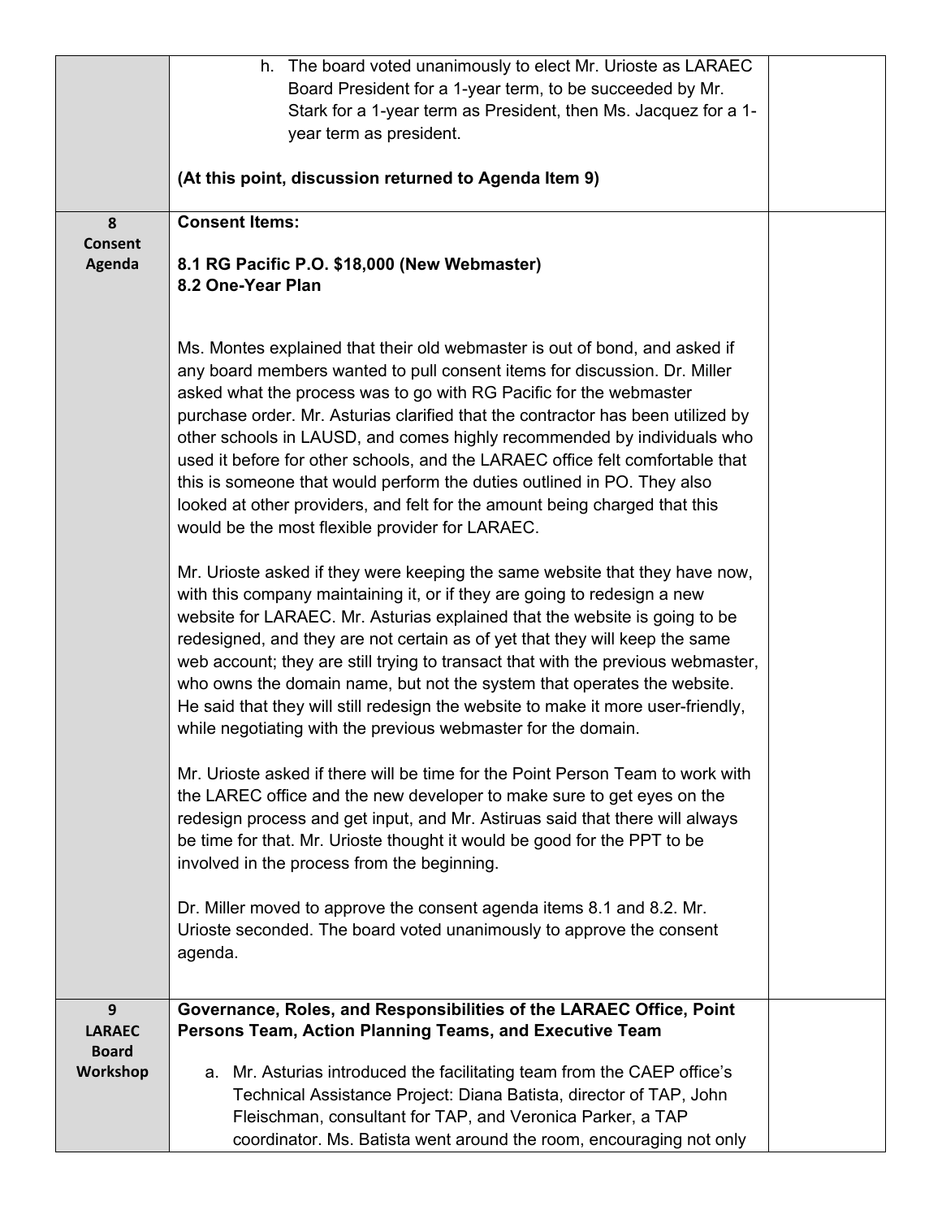| | | |
|---|---|---|
| | h. The board voted unanimously to elect Mr. Urioste as LARAEC Board President for a 1-year term, to be succeeded by Mr. Stark for a 1-year term as President, then Ms. Jacquez for a 1-year term as president.<br><br>**(At this point, discussion returned to Agenda Item 9)** | |
| **8 Consent Agenda** | **Consent Items:**<br><br>**8.1 RG Pacific P.O. $18,000 (New Webmaster)**<br>**8.2 One-Year Plan**<br><br>Ms. Montes explained that their old webmaster is out of bond, and asked if any board members wanted to pull consent items for discussion. Dr. Miller asked what the process was to go with RG Pacific for the webmaster purchase order. Mr. Asturias clarified that the contractor has been utilized by other schools in LAUSD, and comes highly recommended by individuals who used it before for other schools, and the LARAEC office felt comfortable that this is someone that would perform the duties outlined in PO. They also looked at other providers, and felt for the amount being charged that this would be the most flexible provider for LARAEC.<br><br>Mr. Urioste asked if they were keeping the same website that they have now, with this company maintaining it, or if they are going to redesign a new website for LARAEC. Mr. Asturias explained that the website is going to be redesigned, and they are not certain as of yet that they will keep the same web account; they are still trying to transact that with the previous webmaster, who owns the domain name, but not the system that operates the website. He said that they will still redesign the website to make it more user-friendly, while negotiating with the previous webmaster for the domain.<br><br>Mr. Urioste asked if there will be time for the Point Person Team to work with the LAREC office and the new developer to make sure to get eyes on the redesign process and get input, and Mr. Astiruas said that there will always be time for that. Mr. Urioste thought it would be good for the PPT to be involved in the process from the beginning.<br><br>Dr. Miller moved to approve the consent agenda items 8.1 and 8.2. Mr. Urioste seconded. The board voted unanimously to approve the consent agenda. | |
| **9 LARAEC Board Workshop** | **Governance, Roles, and Responsibilities of the LARAEC Office, Point Persons Team, Action Planning Teams, and Executive Team**<br><br>a. Mr. Asturias introduced the facilitating team from the CAEP office's Technical Assistance Project: Diana Batista, director of TAP, John Fleischman, consultant for TAP, and Veronica Parker, a TAP coordinator. Ms. Batista went around the room, encouraging not only | |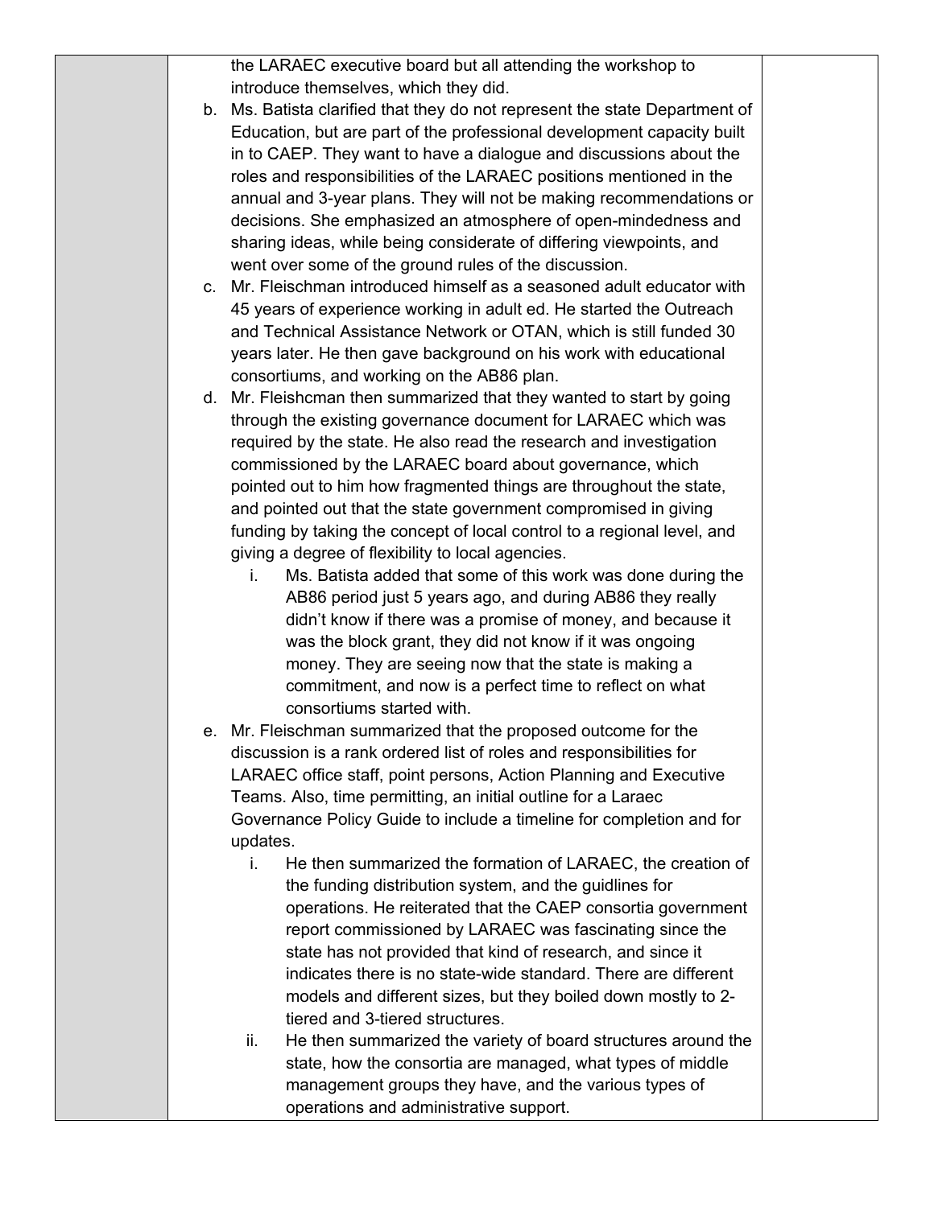| | | |
|---|---|---|
| | the LARAEC executive board but all attending the workshop to introduce themselves, which they did.<br>b. Ms. Batista clarified that they do not represent the state Department of Education, but are part of the professional development capacity built in to CAEP. They want to have a dialogue and discussions about the roles and responsibilities of the LARAEC positions mentioned in the annual and 3-year plans. They will not be making recommendations or decisions. She emphasized an atmosphere of open-mindedness and sharing ideas, while being considerate of differing viewpoints, and went over some of the ground rules of the discussion.<br>c. Mr. Fleischman introduced himself as a seasoned adult educator with 45 years of experience working in adult ed. He started the Outreach and Technical Assistance Network or OTAN, which is still funded 30 years later. He then gave background on his work with educational consortiums, and working on the AB86 plan.<br>d. Mr. Fleishcman then summarized that they wanted to start by going through the existing governance document for LARAEC which was required by the state. He also read the research and investigation commissioned by the LARAEC board about governance, which pointed out to him how fragmented things are throughout the state, and pointed out that the state government compromised in giving funding by taking the concept of local control to a regional level, and giving a degree of flexibility to local agencies.<br>&nbsp;&nbsp;&nbsp;&nbsp;i. Ms. Batista added that some of this work was done during the AB86 period just 5 years ago, and during AB86 they really didn't know if there was a promise of money, and because it was the block grant, they did not know if it was ongoing money. They are seeing now that the state is making a commitment, and now is a perfect time to reflect on what consortiums started with.<br>e. Mr. Fleischman summarized that the proposed outcome for the discussion is a rank ordered list of roles and responsibilities for LARAEC office staff, point persons, Action Planning and Executive Teams. Also, time permitting, an initial outline for a Laraec Governance Policy Guide to include a timeline for completion and for updates.<br>&nbsp;&nbsp;&nbsp;&nbsp;i. He then summarized the formation of LARAEC, the creation of the funding distribution system, and the guidlines for operations. He reiterated that the CAEP consortia government report commissioned by LARAEC was fascinating since the state has not provided that kind of research, and since it indicates there is no state-wide standard. There are different models and different sizes, but they boiled down mostly to 2-tiered and 3-tiered structures.<br>&nbsp;&nbsp;&nbsp;&nbsp;ii. He then summarized the variety of board structures around the state, how the consortia are managed, what types of middle management groups they have, and the various types of operations and administrative support. | |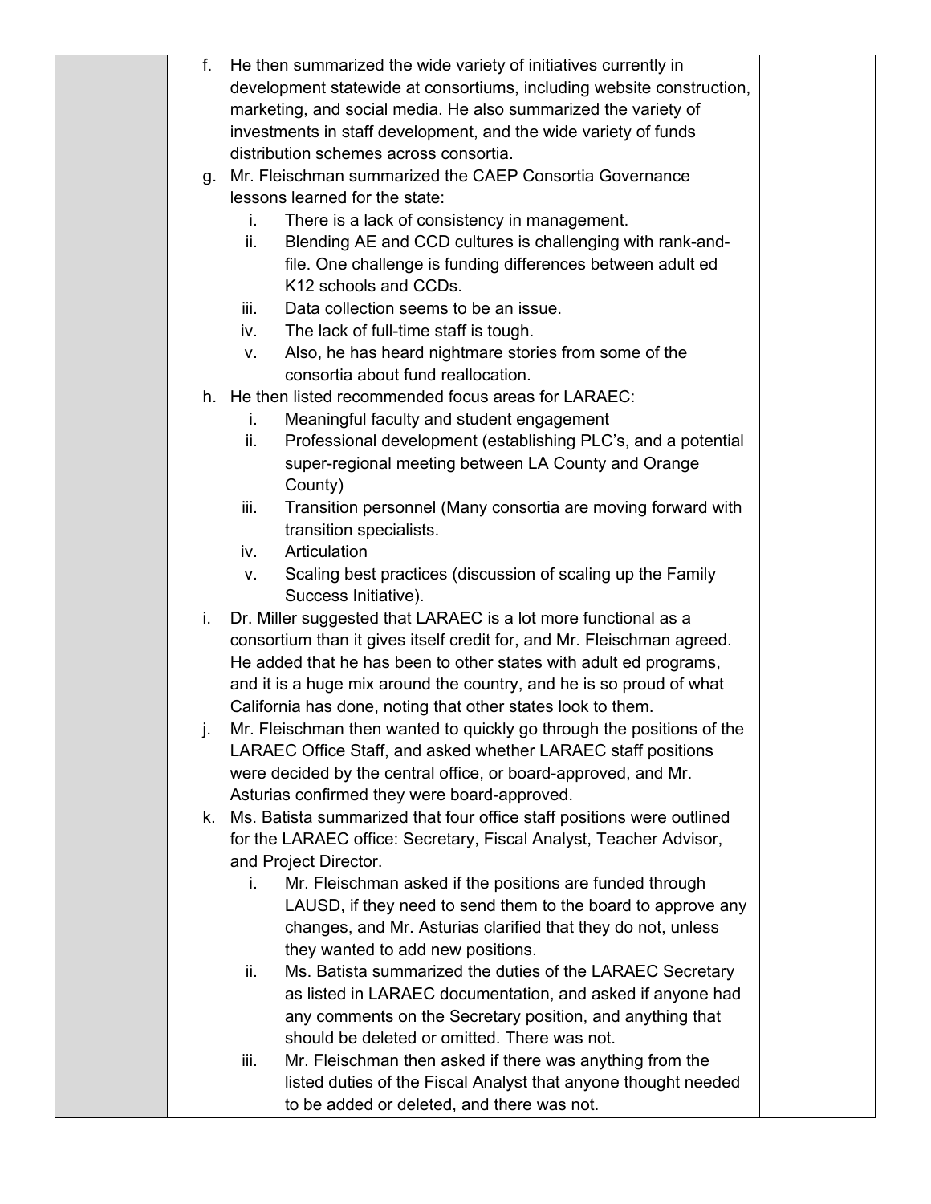f. He then summarized the wide variety of initiatives currently in development statewide at consortiums, including website construction, marketing, and social media. He also summarized the variety of investments in staff development, and the wide variety of funds distribution schemes across consortia.

g. Mr. Fleischman summarized the CAEP Consortia Governance lessons learned for the state:
   i. There is a lack of consistency in management.
   ii. Blending AE and CCD cultures is challenging with rank-and-file. One challenge is funding differences between adult ed K12 schools and CCDs.
   iii. Data collection seems to be an issue.
   iv. The lack of full-time staff is tough.
   v. Also, he has heard nightmare stories from some of the consortia about fund reallocation.

h. He then listed recommended focus areas for LARAEC:
   i. Meaningful faculty and student engagement
   ii. Professional development (establishing PLC's, and a potential super-regional meeting between LA County and Orange County)
   iii. Transition personnel (Many consortia are moving forward with transition specialists.
   iv. Articulation
   v. Scaling best practices (discussion of scaling up the Family Success Initiative).

i. Dr. Miller suggested that LARAEC is a lot more functional as a consortium than it gives itself credit for, and Mr. Fleischman agreed. He added that he has been to other states with adult ed programs, and it is a huge mix around the country, and he is so proud of what California has done, noting that other states look to them.

j. Mr. Fleischman then wanted to quickly go through the positions of the LARAEC Office Staff, and asked whether LARAEC staff positions were decided by the central office, or board-approved, and Mr. Asturias confirmed they were board-approved.

k. Ms. Batista summarized that four office staff positions were outlined for the LARAEC office: Secretary, Fiscal Analyst, Teacher Advisor, and Project Director.
   i. Mr. Fleischman asked if the positions are funded through LAUSD, if they need to send them to the board to approve any changes, and Mr. Asturias clarified that they do not, unless they wanted to add new positions.
   ii. Ms. Batista summarized the duties of the LARAEC Secretary as listed in LARAEC documentation, and asked if anyone had any comments on the Secretary position, and anything that should be deleted or omitted. There was not.
   iii. Mr. Fleischman then asked if there was anything from the listed duties of the Fiscal Analyst that anyone thought needed to be added or deleted, and there was not.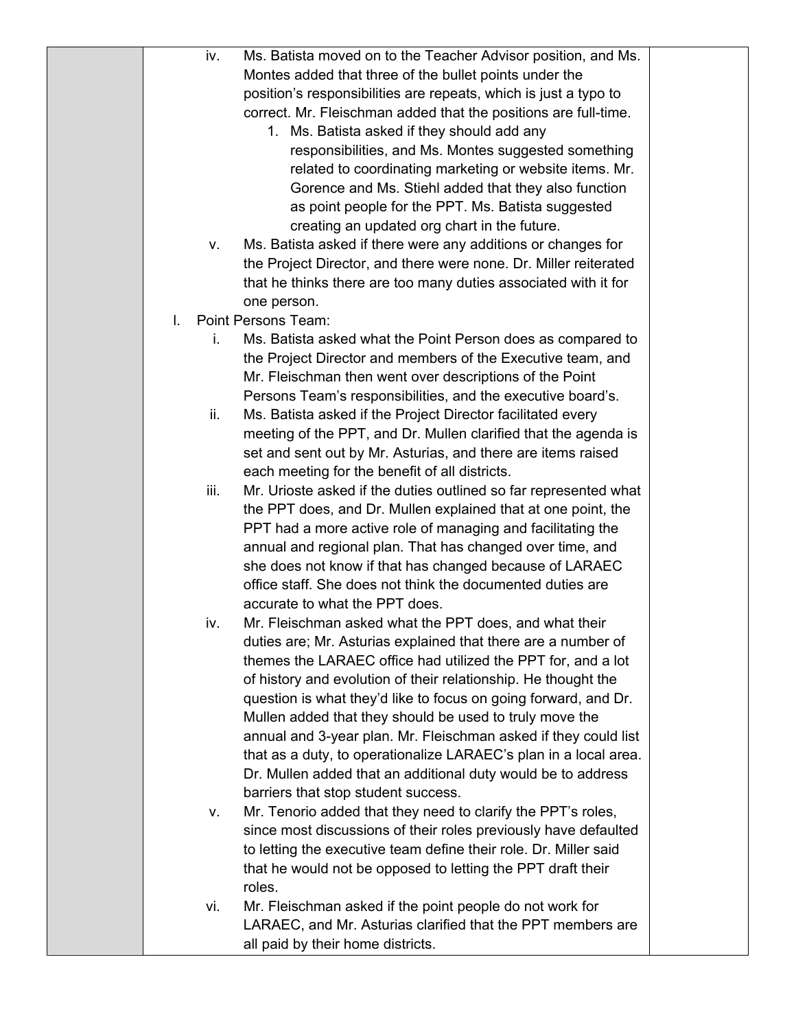iv. Ms. Batista moved on to the Teacher Advisor position, and Ms. Montes added that three of the bullet points under the position's responsibilities are repeats, which is just a typo to correct. Mr. Fleischman added that the positions are full-time.

   1. Ms. Batista asked if they should add any responsibilities, and Ms. Montes suggested something related to coordinating marketing or website items. Mr. Gorence and Ms. Stiehl added that they also function as point people for the PPT. Ms. Batista suggested creating an updated org chart in the future.

v. Ms. Batista asked if there were any additions or changes for the Project Director, and there were none. Dr. Miller reiterated that he thinks there are too many duties associated with it for one person.

l. Point Persons Team:

   i. Ms. Batista asked what the Point Person does as compared to the Project Director and members of the Executive team, and Mr. Fleischman then went over descriptions of the Point Persons Team's responsibilities, and the executive board's.

   ii. Ms. Batista asked if the Project Director facilitated every meeting of the PPT, and Dr. Mullen clarified that the agenda is set and sent out by Mr. Asturias, and there are items raised each meeting for the benefit of all districts.

   iii. Mr. Urioste asked if the duties outlined so far represented what the PPT does, and Dr. Mullen explained that at one point, the PPT had a more active role of managing and facilitating the annual and regional plan. That has changed over time, and she does not know if that has changed because of LARAEC office staff. She does not think the documented duties are accurate to what the PPT does.

   iv. Mr. Fleischman asked what the PPT does, and what their duties are; Mr. Asturias explained that there are a number of themes the LARAEC office had utilized the PPT for, and a lot of history and evolution of their relationship. He thought the question is what they'd like to focus on going forward, and Dr. Mullen added that they should be used to truly move the annual and 3-year plan. Mr. Fleischman asked if they could list that as a duty, to operationalize LARAEC's plan in a local area. Dr. Mullen added that an additional duty would be to address barriers that stop student success.

   v. Mr. Tenorio added that they need to clarify the PPT's roles, since most discussions of their roles previously have defaulted to letting the executive team define their role. Dr. Miller said that he would not be opposed to letting the PPT draft their roles.

   vi. Mr. Fleischman asked if the point people do not work for LARAEC, and Mr. Asturias clarified that the PPT members are all paid by their home districts.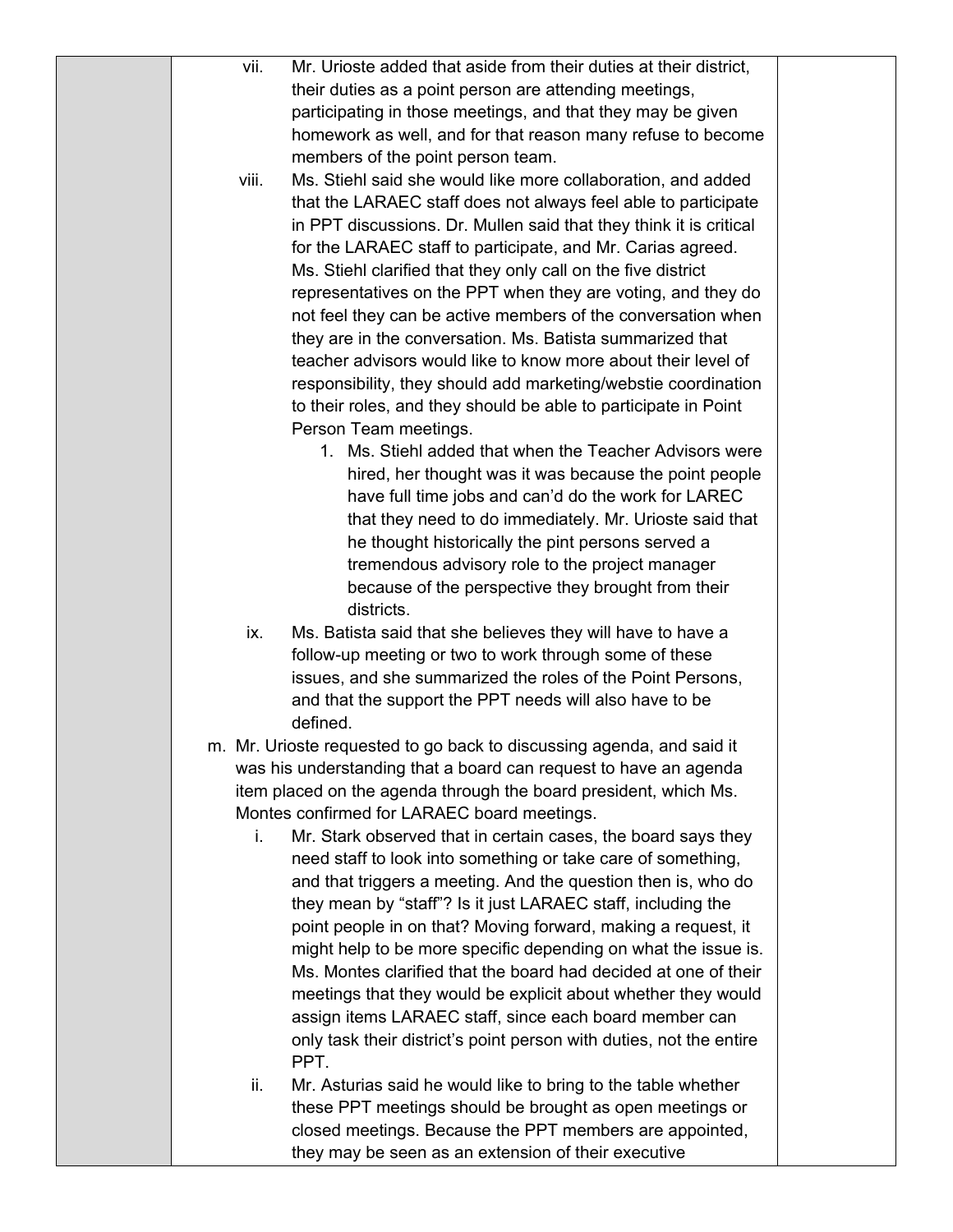vii. Mr. Urioste added that aside from their duties at their district, their duties as a point person are attending meetings, participating in those meetings, and that they may be given homework as well, and for that reason many refuse to become members of the point person team.

viii. Ms. Stiehl said she would like more collaboration, and added that the LARAEC staff does not always feel able to participate in PPT discussions. Dr. Mullen said that they think it is critical for the LARAEC staff to participate, and Mr. Carias agreed. Ms. Stiehl clarified that they only call on the five district representatives on the PPT when they are voting, and they do not feel they can be active members of the conversation when they are in the conversation. Ms. Batista summarized that teacher advisors would like to know more about their level of responsibility, they should add marketing/webstie coordination to their roles, and they should be able to participate in Point Person Team meetings.

1. Ms. Stiehl added that when the Teacher Advisors were hired, her thought was it was because the point people have full time jobs and can'd do the work for LAREC that they need to do immediately. Mr. Urioste said that he thought historically the pint persons served a tremendous advisory role to the project manager because of the perspective they brought from their districts.

ix. Ms. Batista said that she believes they will have to have a follow-up meeting or two to work through some of these issues, and she summarized the roles of the Point Persons, and that the support the PPT needs will also have to be defined.

m. Mr. Urioste requested to go back to discussing agenda, and said it was his understanding that a board can request to have an agenda item placed on the agenda through the board president, which Ms. Montes confirmed for LARAEC board meetings.

i. Mr. Stark observed that in certain cases, the board says they need staff to look into something or take care of something, and that triggers a meeting. And the question then is, who do they mean by "staff"? Is it just LARAEC staff, including the point people in on that? Moving forward, making a request, it might help to be more specific depending on what the issue is. Ms. Montes clarified that the board had decided at one of their meetings that they would be explicit about whether they would assign items LARAEC staff, since each board member can only task their district's point person with duties, not the entire PPT.

ii. Mr. Asturias said he would like to bring to the table whether these PPT meetings should be brought as open meetings or closed meetings. Because the PPT members are appointed, they may be seen as an extension of their executive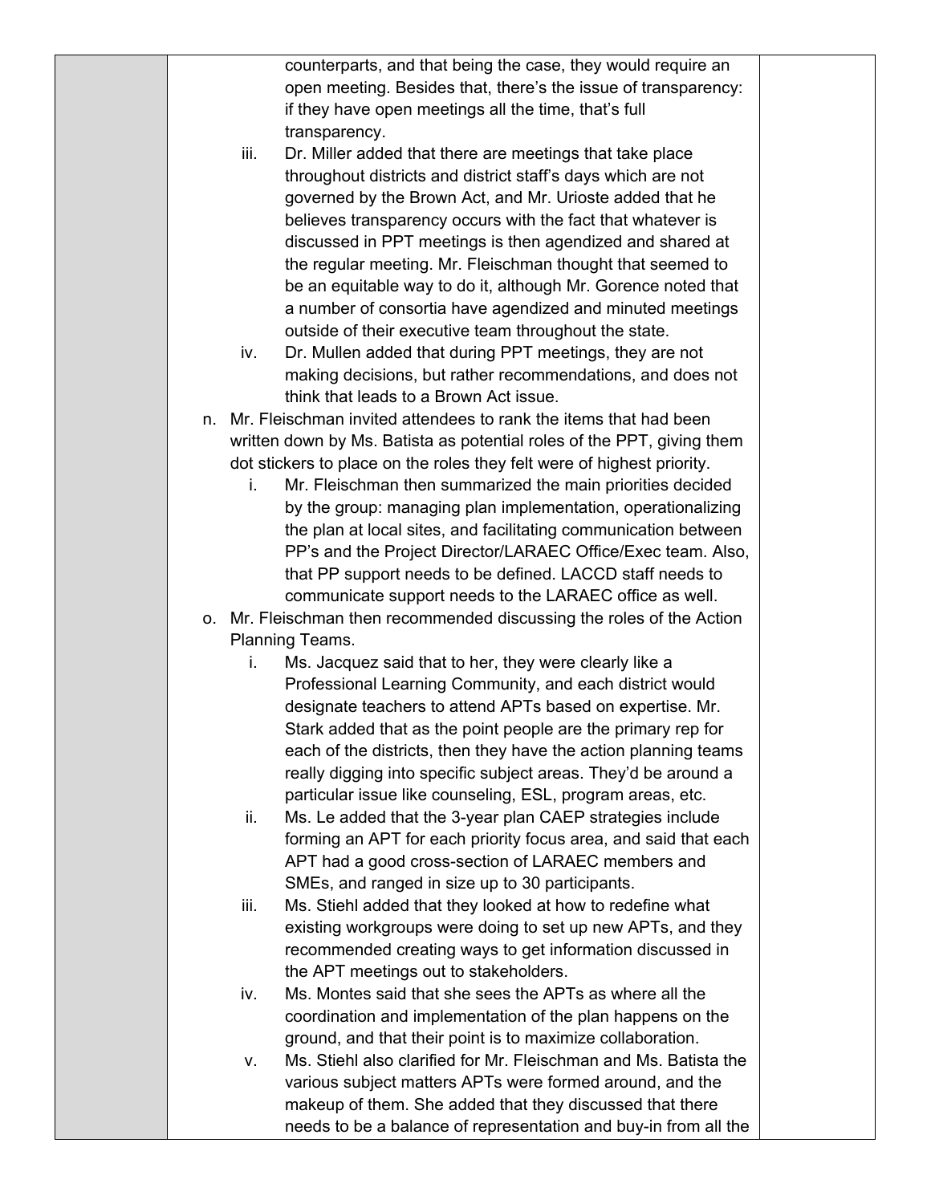counterparts, and that being the case, they would require an open meeting. Besides that, there's the issue of transparency: if they have open meetings all the time, that's full transparency.

   iii. Dr. Miller added that there are meetings that take place throughout districts and district staff's days which are not governed by the Brown Act, and Mr. Urioste added that he believes transparency occurs with the fact that whatever is discussed in PPT meetings is then agendized and shared at the regular meeting. Mr. Fleischman thought that seemed to be an equitable way to do it, although Mr. Gorence noted that a number of consortia have agendized and minuted meetings outside of their executive team throughout the state.

   iv. Dr. Mullen added that during PPT meetings, they are not making decisions, but rather recommendations, and does not think that leads to a Brown Act issue.

n. Mr. Fleischman invited attendees to rank the items that had been written down by Ms. Batista as potential roles of the PPT, giving them dot stickers to place on the roles they felt were of highest priority.

   i. Mr. Fleischman then summarized the main priorities decided by the group: managing plan implementation, operationalizing the plan at local sites, and facilitating communication between PP's and the Project Director/LARAEC Office/Exec team. Also, that PP support needs to be defined. LACCD staff needs to communicate support needs to the LARAEC office as well.

o. Mr. Fleischman then recommended discussing the roles of the Action Planning Teams.

   i. Ms. Jacquez said that to her, they were clearly like a Professional Learning Community, and each district would designate teachers to attend APTs based on expertise. Mr. Stark added that as the point people are the primary rep for each of the districts, then they have the action planning teams really digging into specific subject areas. They'd be around a particular issue like counseling, ESL, program areas, etc.

   ii. Ms. Le added that the 3-year plan CAEP strategies include forming an APT for each priority focus area, and said that each APT had a good cross-section of LARAEC members and SMEs, and ranged in size up to 30 participants.

   iii. Ms. Stiehl added that they looked at how to redefine what existing workgroups were doing to set up new APTs, and they recommended creating ways to get information discussed in the APT meetings out to stakeholders.

   iv. Ms. Montes said that she sees the APTs as where all the coordination and implementation of the plan happens on the ground, and that their point is to maximize collaboration.

   v. Ms. Stiehl also clarified for Mr. Fleischman and Ms. Batista the various subject matters APTs were formed around, and the makeup of them. She added that they discussed that there needs to be a balance of representation and buy-in from all the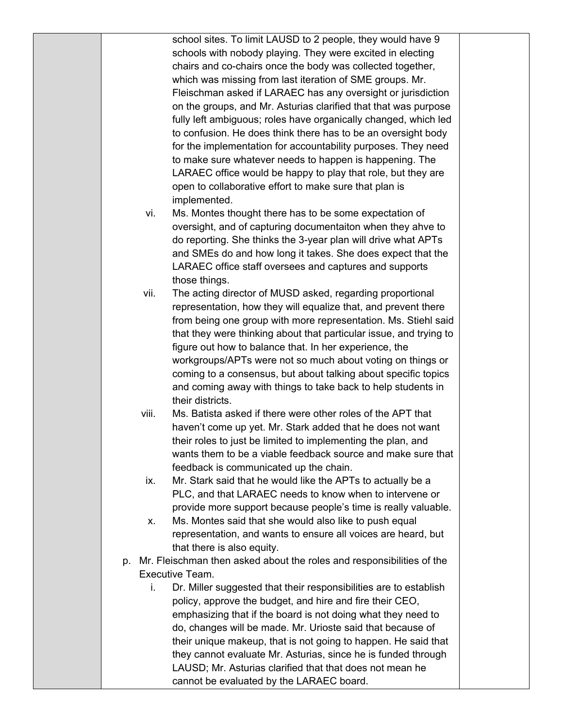school sites. To limit LAUSD to 2 people, they would have 9 schools with nobody playing. They were excited in electing chairs and co-chairs once the body was collected together, which was missing from last iteration of SME groups. Mr. Fleischman asked if LARAEC has any oversight or jurisdiction on the groups, and Mr. Asturias clarified that that was purpose fully left ambiguous; roles have organically changed, which led to confusion. He does think there has to be an oversight body for the implementation for accountability purposes. They need to make sure whatever needs to happen is happening. The LARAEC office would be happy to play that role, but they are open to collaborative effort to make sure that plan is implemented.

vi. Ms. Montes thought there has to be some expectation of oversight, and of capturing documentaiton when they ahve to do reporting. She thinks the 3-year plan will drive what APTs and SMEs do and how long it takes. She does expect that the LARAEC office staff oversees and captures and supports those things.

vii. The acting director of MUSD asked, regarding proportional representation, how they will equalize that, and prevent there from being one group with more representation. Ms. Stiehl said that they were thinking about that particular issue, and trying to figure out how to balance that. In her experience, the workgroups/APTs were not so much about voting on things or coming to a consensus, but about talking about specific topics and coming away with things to take back to help students in their districts.

viii. Ms. Batista asked if there were other roles of the APT that haven't come up yet. Mr. Stark added that he does not want their roles to just be limited to implementing the plan, and wants them to be a viable feedback source and make sure that feedback is communicated up the chain.

ix. Mr. Stark said that he would like the APTs to actually be a PLC, and that LARAEC needs to know when to intervene or provide more support because people's time is really valuable.

x. Ms. Montes said that she would also like to push equal representation, and wants to ensure all voices are heard, but that there is also equity.

p. Mr. Fleischman then asked about the roles and responsibilities of the Executive Team.

i. Dr. Miller suggested that their responsibilities are to establish policy, approve the budget, and hire and fire their CEO, emphasizing that if the board is not doing what they need to do, changes will be made. Mr. Urioste said that because of their unique makeup, that is not going to happen. He said that they cannot evaluate Mr. Asturias, since he is funded through LAUSD; Mr. Asturias clarified that that does not mean he cannot be evaluated by the LARAEC board.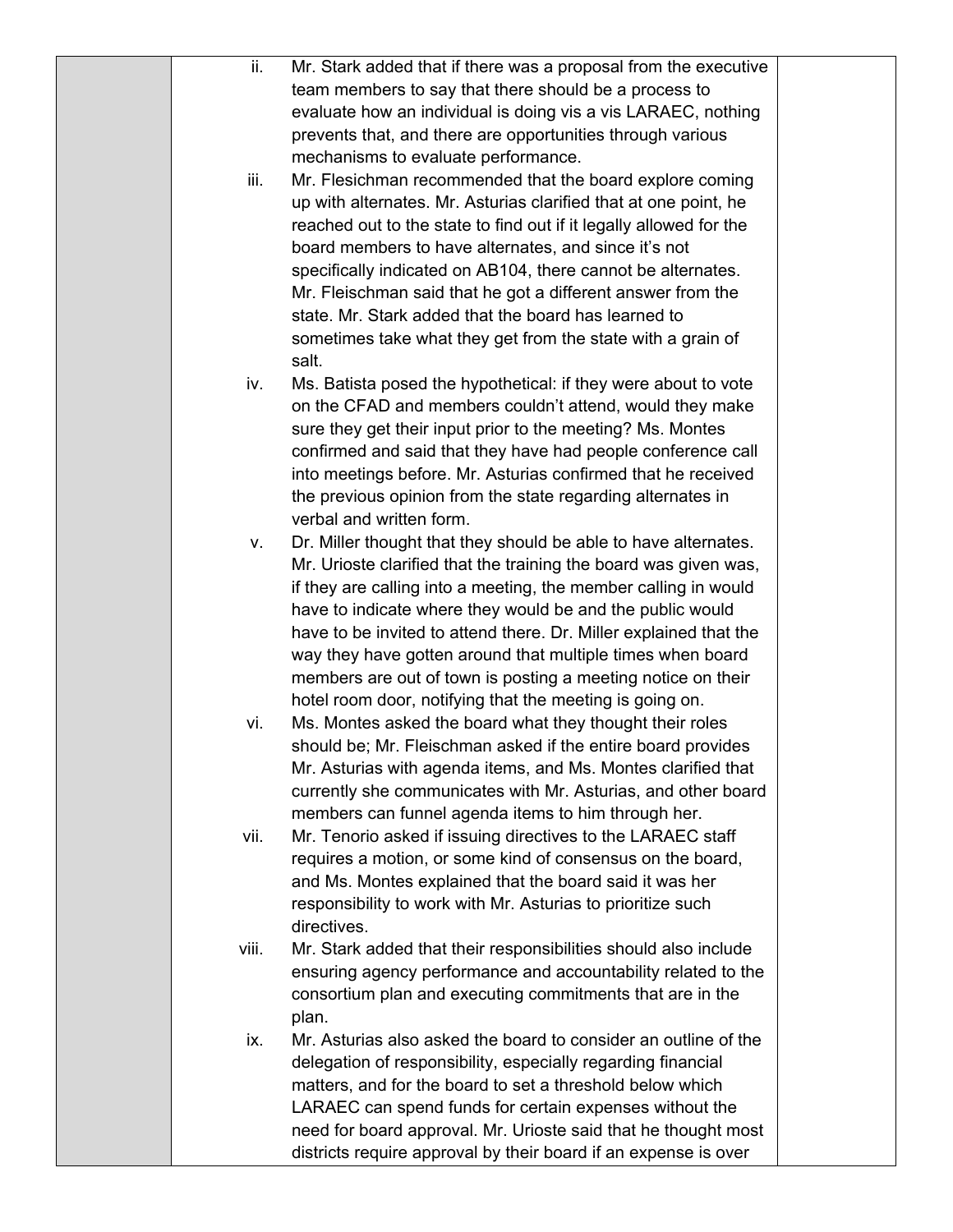| | | |
|---|---|---|
| | ii. Mr. Stark added that if there was a proposal from the executive team members to say that there should be a process to evaluate how an individual is doing vis a vis LARAEC, nothing prevents that, and there are opportunities through various mechanisms to evaluate performance.<br>iii. Mr. Flesichman recommended that the board explore coming up with alternates. Mr. Asturias clarified that at one point, he reached out to the state to find out if it legally allowed for the board members to have alternates, and since it's not specifically indicated on AB104, there cannot be alternates. Mr. Fleischman said that he got a different answer from the state. Mr. Stark added that the board has learned to sometimes take what they get from the state with a grain of salt.<br>iv. Ms. Batista posed the hypothetical: if they were about to vote on the CFAD and members couldn't attend, would they make sure they get their input prior to the meeting? Ms. Montes confirmed and said that they have had people conference call into meetings before. Mr. Asturias confirmed that he received the previous opinion from the state regarding alternates in verbal and written form.<br>v. Dr. Miller thought that they should be able to have alternates. Mr. Urioste clarified that the training the board was given was, if they are calling into a meeting, the member calling in would have to indicate where they would be and the public would have to be invited to attend there. Dr. Miller explained that the way they have gotten around that multiple times when board members are out of town is posting a meeting notice on their hotel room door, notifying that the meeting is going on.<br>vi. Ms. Montes asked the board what they thought their roles should be; Mr. Fleischman asked if the entire board provides Mr. Asturias with agenda items, and Ms. Montes clarified that currently she communicates with Mr. Asturias, and other board members can funnel agenda items to him through her.<br>vii. Mr. Tenorio asked if issuing directives to the LARAEC staff requires a motion, or some kind of consensus on the board, and Ms. Montes explained that the board said it was her responsibility to work with Mr. Asturias to prioritize such directives.<br>viii. Mr. Stark added that their responsibilities should also include ensuring agency performance and accountability related to the consortium plan and executing commitments that are in the plan.<br>ix. Mr. Asturias also asked the board to consider an outline of the delegation of responsibility, especially regarding financial matters, and for the board to set a threshold below which LARAEC can spend funds for certain expenses without the need for board approval. Mr. Urioste said that he thought most districts require approval by their board if an expense is over | |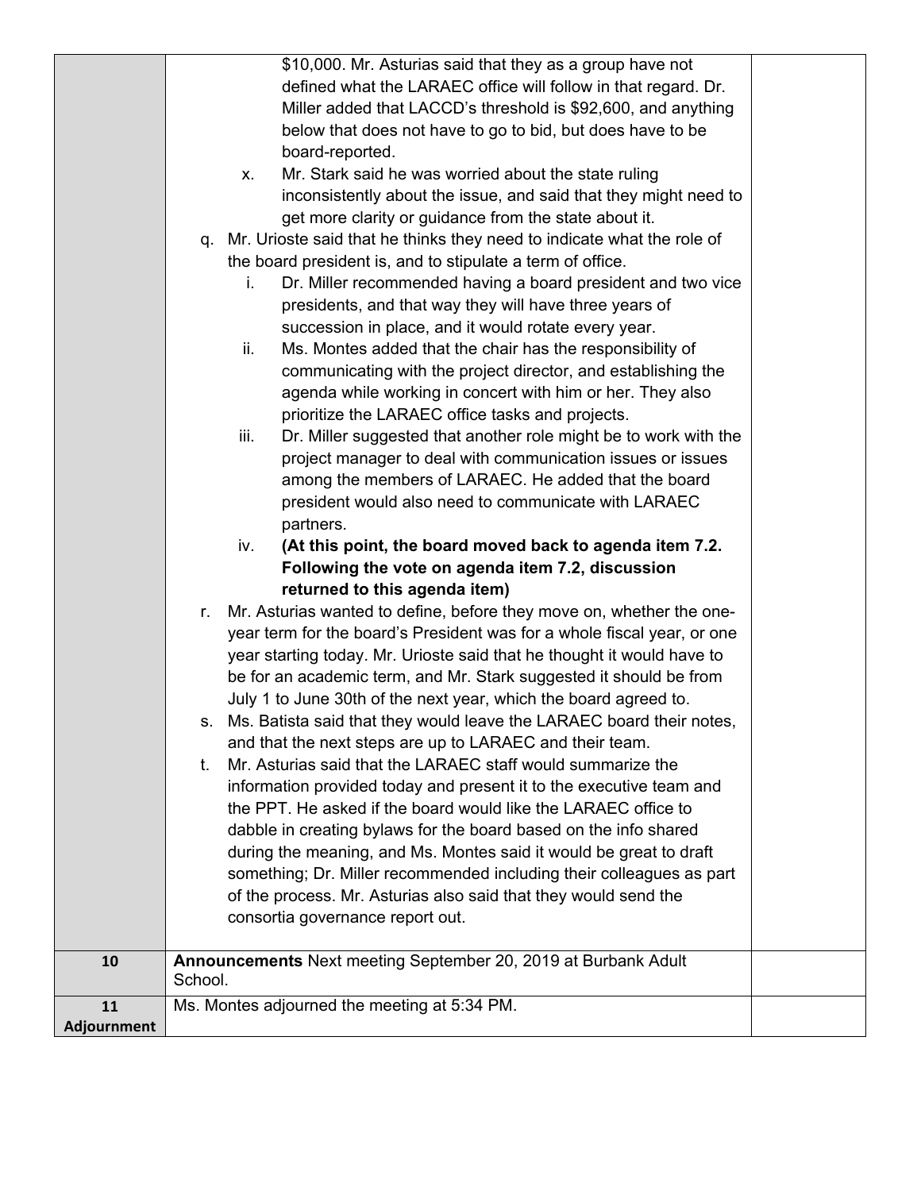| | | |
|---|---|---|
| | $10,000. Mr. Asturias said that they as a group have not defined what the LARAEC office will follow in that regard. Dr. Miller added that LACCD's threshold is $92,600, and anything below that does not have to go to bid, but does have to be board-reported.<br>x. Mr. Stark said he was worried about the state ruling inconsistently about the issue, and said that they might need to get more clarity or guidance from the state about it.<br>q. Mr. Urioste said that he thinks they need to indicate what the role of the board president is, and to stipulate a term of office.<br>i. Dr. Miller recommended having a board president and two vice presidents, and that way they will have three years of succession in place, and it would rotate every year.<br>ii. Ms. Montes added that the chair has the responsibility of communicating with the project director, and establishing the agenda while working in concert with him or her. They also prioritize the LARAEC office tasks and projects.<br>iii. Dr. Miller suggested that another role might be to work with the project manager to deal with communication issues or issues among the members of LARAEC. He added that the board president would also need to communicate with LARAEC partners.<br>iv. **(At this point, the board moved back to agenda item 7.2. Following the vote on agenda item 7.2, discussion returned to this agenda item)**<br>r. Mr. Asturias wanted to define, before they move on, whether the one-year term for the board's President was for a whole fiscal year, or one year starting today. Mr. Urioste said that he thought it would have to be for an academic term, and Mr. Stark suggested it should be from July 1 to June 30th of the next year, which the board agreed to.<br>s. Ms. Batista said that they would leave the LARAEC board their notes, and that the next steps are up to LARAEC and their team.<br>t. Mr. Asturias said that the LARAEC staff would summarize the information provided today and present it to the executive team and the PPT. He asked if the board would like the LARAEC office to dabble in creating bylaws for the board based on the info shared during the meaning, and Ms. Montes said it would be great to draft something; Dr. Miller recommended including their colleagues as part of the process. Mr. Asturias also said that they would send the consortia governance report out. | |
| **10** | **Announcements** Next meeting September 20, 2019 at Burbank Adult School. | |
| **11 Adjournment** | Ms. Montes adjourned the meeting at 5:34 PM. | |